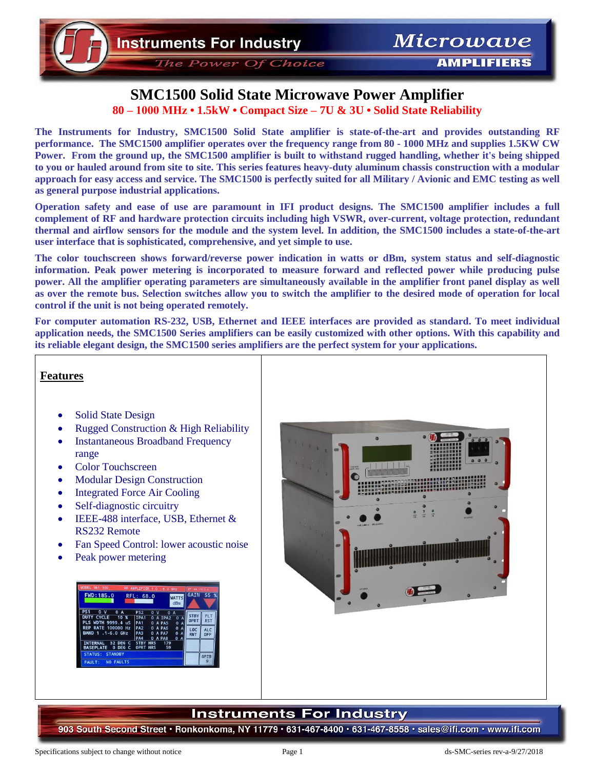# SMC1500 Solid State Microwave Power Amplifier

**80 – 1000 MHz • 1.5kW • Compact Size – 7U & 3U • Solid State Reliability**

**The Instruments for Industry, SMC1500 Solid State amplifier is state-of-the-art and provides outstanding RF performance. The SMC1500 amplifier operates over the frequency range from 80 - 1000 MHz and supplies 1.5KW CW Power. From the ground up, the SMC1500 amplifier is built to withstand rugged handling, whether it's being shipped to you or hauled around from site to site. This series features heavy-duty aluminum chassis construction with a modular approach for easy access and service. The SMC1500 is perfectly suited for all Military / Avionic and EMC testing as well as general purpose industrial applications.**

**Operation safety and ease of use are paramount in IFI product designs. The SMC1500 amplifier includes a full complement of RF and hardware protection circuits including high VSWR, over-current, voltage protection, redundant thermal and airflow sensors for the module and the system level. In addition, the SMC1500 includes a state-of-the-art user interface that is sophisticated, comprehensive, and yet simple to use.**

**The color touchscreen shows forward/reverse power indication in watts or dBm, system status and self-diagnostic information. Peak power metering is incorporated to measure forward and reflected power while producing pulse power. All the amplifier operating parameters are simultaneously available in the amplifier front panel display as well as over the remote bus. Selection switches allow you to switch the amplifier to the desired mode of operation for local control if the unit is not being operated remotely.**

**For computer automation RS-232, USB, Ethernet and IEEE interfaces are provided as standard. To meet individual application needs, the SMC1500 Series amplifiers can be easily customized with other options. With this capability and its reliable elegant design, the SMC1500 series amplifiers are the perfect system for your applications.**

## Features

- Solid State Design
- Rugged Construction & High Reliability
- Instantaneous Broadband Frequency range
- Color Touchscreen
- Modular Design Construction
- Integrated Force Air Cooling
- Self-diagnostic circuitry
- IEEE-488 interface, USB, Ethernet & RS232 Remote
- Fan Speed Control: lower acoustic noise
- Peak power metering

**Instruments For Industry**

903 South Second Street • Ronkonkoma, NY 11779 • 631-467-8400 • 631-467-8558 • sales@ifi.com • www.ifi.com

Specifications subject to change without notice

ds-SMC-series rev-a-9/27/2018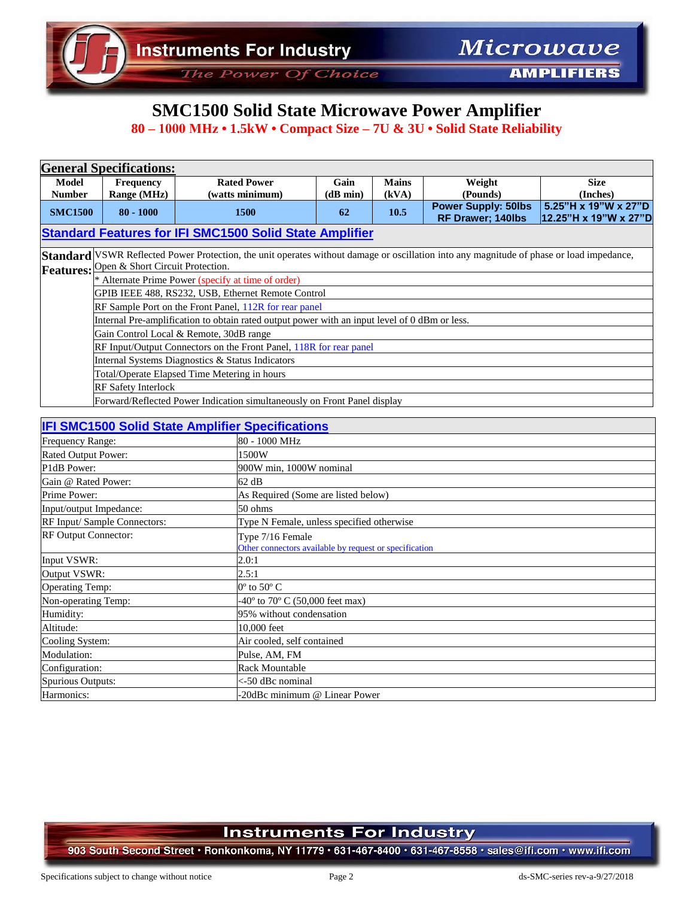# SMC1500 Solid State Microwave Power Amplifier

**80 – 1000 MHz • 1.5kW • Compact Size – 7U & 3U • Solid State Reliability**

## General Specifications:

| Model Number | Frequency Range (MHz) | Rated Power (watts minimum) | Gain (dB min) | Mains (kVA) | Weight (Pounds) | Size (Inches) |
|---|---|---|---|---|---|---|
| SMC1500 | 80 - 1000 | 1500 | 62 | 10.5 | Power Supply: 50lbs<br>RF Drawer; 140lbs | 5.25"H x 19"W x 27"D<br>12.25"H x 19"W x 27"D |

## Standard Features for IFI SMC1500 Solid State Amplifier

**Standard Features:**

- VSWR Reflected Power Protection, the unit operates without damage or oscillation into any magnitude of phase or load impedance, Open & Short Circuit Protection.
- * Alternate Prime Power (specify at time of order)
- GPIB IEEE 488, RS232, USB, Ethernet Remote Control
- RF Sample Port on the Front Panel, 112R for rear panel
- Internal Pre-amplification to obtain rated output power with an input level of 0 dBm or less.
- Gain Control Local & Remote, 30dB range
- RF Input/Output Connectors on the Front Panel, 118R for rear panel
- Internal Systems Diagnostics & Status Indicators
- Total/Operate Elapsed Time Metering in hours
- RF Safety Interlock
- Forward/Reflected Power Indication simultaneously on Front Panel display

## IFI SMC1500 Solid State Amplifier Specifications

| | |
|---|---|
| Frequency Range: | 80 - 1000 MHz |
| Rated Output Power: | 1500W |
| P1dB Power: | 900W min, 1000W nominal |
| Gain @ Rated Power: | 62 dB |
| Prime Power: | As Required (Some are listed below) |
| Input/output Impedance: | 50 ohms |
| RF Input/ Sample Connectors: | Type N Female, unless specified otherwise |
| RF Output Connector: | Type 7/16 Female<br>Other connectors available by request or specification |
| Input VSWR: | 2.0:1 |
| Output VSWR: | 2.5:1 |
| Operating Temp: | 0º to 50º C |
| Non-operating Temp: | -40º to 70º C (50,000 feet max) |
| Humidity: | 95% without condensation |
| Altitude: | 10,000 feet |
| Cooling System: | Air cooled, self contained |
| Modulation: | Pulse, AM, FM |
| Configuration: | Rack Mountable |
| Spurious Outputs: | <-50 dBc nominal |
| Harmonics: | -20dBc minimum @ Linear Power |

Instruments For Industry
903 South Second Street • Ronkonkoma, NY 11779 • 631-467-8400 • 631-467-8558 • sales@ifi.com • www.ifi.com

Specifications subject to change without notice

ds-SMC-series rev-a-9/27/2018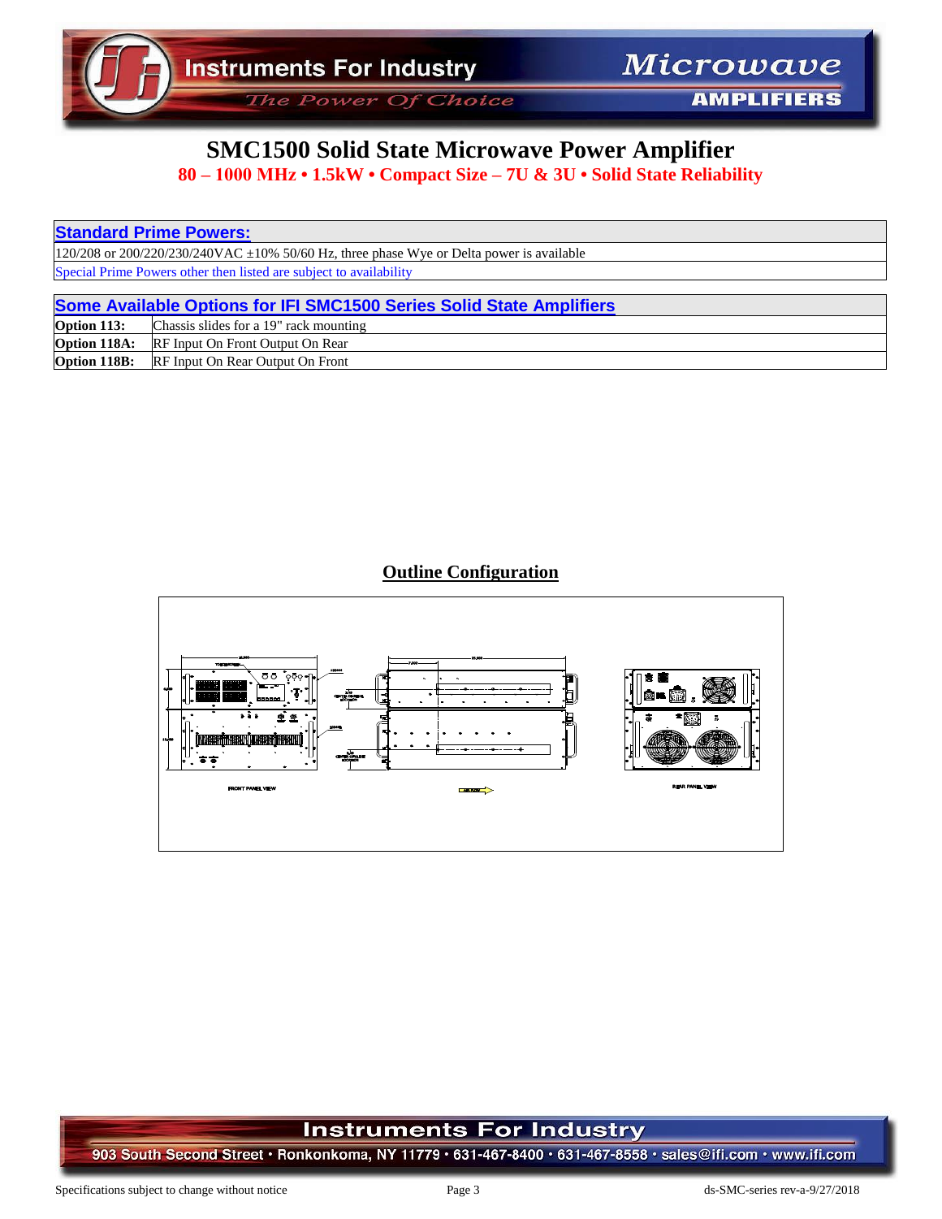# SMC1500 Solid State Microwave Power Amplifier

**80 – 1000 MHz • 1.5kW • Compact Size – 7U & 3U • Solid State Reliability**

| **Standard Prime Powers:** |
| --- |
| 120/208 or 200/220/230/240VAC ±10% 50/60 Hz, three phase Wye or Delta power is available |
| Special Prime Powers other then listed are subject to availability |

| **Some Available Options for IFI SMC1500 Series Solid State Amplifiers** | |
| --- | --- |
| **Option 113:** | Chassis slides for a 19" rack mounting |
| **Option 118A:** | RF Input On Front Output On Rear |
| **Option 118B:** | RF Input On Rear Output On Front |

## Outline Configuration

FRONT PANEL VIEW

REAR PANEL VIEW